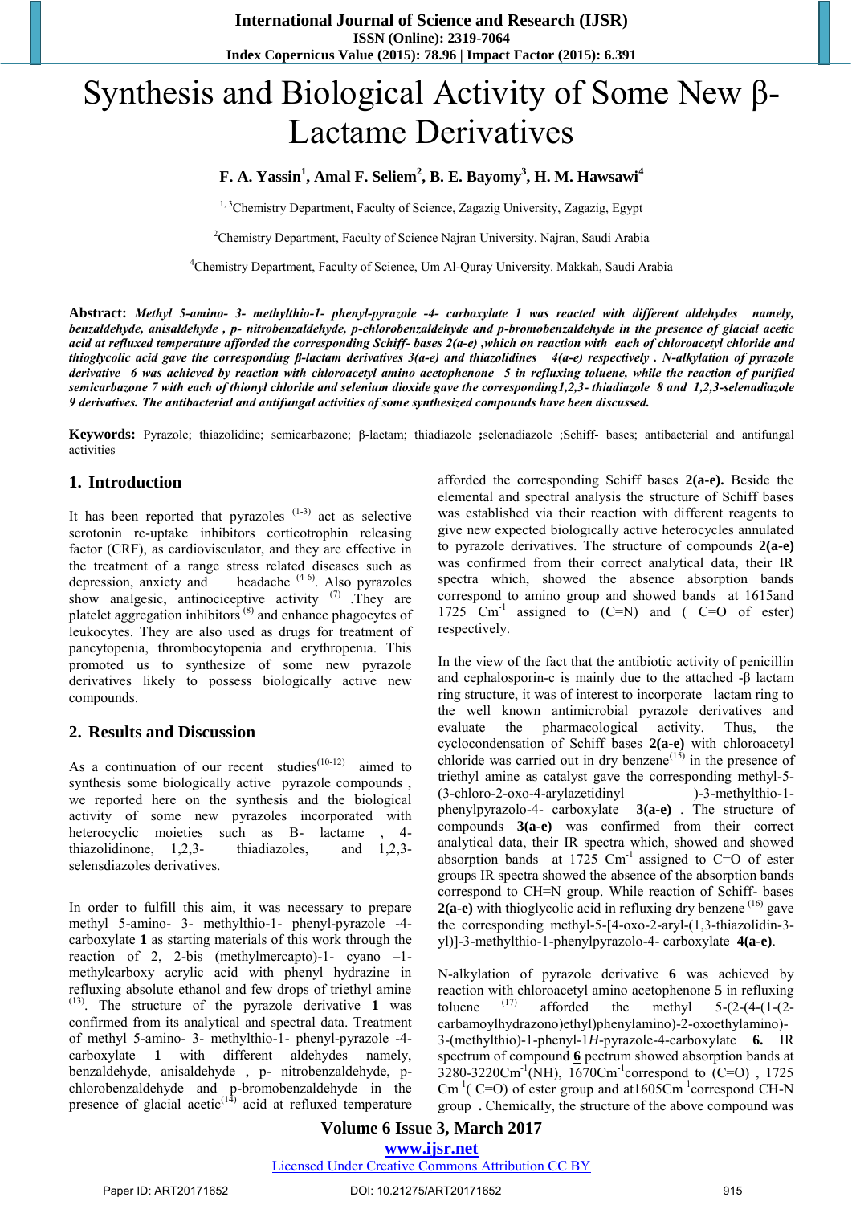# Synthesis and Biological Activity of Some New β-Lactame Derivatives

**F. A. Yassin[1], Amal F. Seliem[2], B. E. Bayomy[3], H. M. Hawsawi[4]**

[1, 3]Chemistry Department, Faculty of Science, Zagazig University, Zagazig, Egypt

[2]Chemistry Department, Faculty of Science Najran University. Najran, Saudi Arabia

[4]Chemistry Department, Faculty of Science, Um Al-Quray University. Makkah, Saudi Arabia

**Abstract:** ***Methyl 5-amino- 3- methylthio-1- phenyl-pyrazole -4- carboxylate 1 was reacted with different aldehydes namely, benzaldehyde, anisaldehyde , p- nitrobenzaldehyde, p-chlorobenzaldehyde and p-bromobenzaldehyde in the presence of glacial acetic acid at refluxed temperature afforded the corresponding Schiff- bases 2(a-e) ,which on reaction with each of chloroacetyl chloride and thioglycolic acid gave the corresponding β-lactam derivatives 3(a-e) and thiazolidines 4(a-e) respectively . N-alkylation of pyrazole derivative 6 was achieved by reaction with chloroacetyl amino acetophenone 5 in refluxing toluene, while the reaction of purified semicarbazone 7 with each of thionyl chloride and selenium dioxide gave the corresponding1,2,3- thiadiazole 8 and 1,2,3-selenadiazole 9 derivatives. The antibacterial and antifungal activities of some synthesized compounds have been discussed.***

**Keywords:** Pyrazole; thiazolidine; semicarbazone; β-lactam; thiadiazole **;**selenadiazole ;Schiff- bases; antibacterial and antifungal activities

## 1. Introduction

It has been reported that pyrazoles [1-3] act as selective serotonin re-uptake inhibitors corticotrophin releasing factor (CRF), as cardiovisculator, and they are effective in the treatment of a range stress related diseases such as depression, anxiety and headache [4-6]. Also pyrazoles show analgesic, antinociceptive activity [7] .They are platelet aggregation inhibitors [8] and enhance phagocytes of leukocytes. They are also used as drugs for treatment of pancytopenia, thrombocytopenia and erythropenia. This promoted us to synthesize of some new pyrazole derivatives likely to possess biologically active new compounds.

## 2. Results and Discussion

As a continuation of our recent studies[10-12] aimed to synthesis some biologically active pyrazole compounds , we reported here on the synthesis and the biological activity of some new pyrazoles incorporated with heterocyclic moieties such as Β- lactame , 4-thiazolidinone, 1,2,3- thiadiazoles, and 1,2,3-selensdiazoles derivatives.

In order to fulfill this aim, it was necessary to prepare methyl 5-amino- 3- methylthio-1- phenyl-pyrazole -4-carboxylate **1** as starting materials of this work through the reaction of 2, 2-bis (methylmercapto)-1- cyano –1-methylcarboxy acrylic acid with phenyl hydrazine in refluxing absolute ethanol and few drops of triethyl amine [13]. The structure of the pyrazole derivative **1** was confirmed from its analytical and spectral data. Treatment of methyl 5-amino- 3- methylthio-1- phenyl-pyrazole -4-carboxylate **1** with different aldehydes namely, benzaldehyde, anisaldehyde , p- nitrobenzaldehyde, p-chlorobenzaldehyde and p-bromobenzaldehyde in the presence of glacial acetic[14] acid at refluxed temperature afforded the corresponding Schiff bases **2(a-e).** Beside the elemental and spectral analysis the structure of Schiff bases was established via their reaction with different reagents to give new expected biologically active heterocycles annulated to pyrazole derivatives. The structure of compounds **2(a-e)** was confirmed from their correct analytical data, their IR spectra which, showed the absence absorption bands correspond to amino group and showed bands at 1615and 1725 $Cm^{-1}$ assigned to (C=N) and ( C=O of ester) respectively.

In the view of the fact that the antibiotic activity of penicillin and cephalosporin-c is mainly due to the attached -β lactam ring structure, it was of interest to incorporate lactam ring to the well known antimicrobial pyrazole derivatives and evaluate the pharmacological activity. Thus, the cyclocondensation of Schiff bases **2(a-e)** with chloroacetyl chloride was carried out in dry benzene[15] in the presence of triethyl amine as catalyst gave the corresponding methyl-5-(3-chloro-2-oxo-4-arylazetidinyl )-3-methylthio-1-phenylpyrazolo-4- carboxylate **3(a-e)** . The structure of compounds **3(a-e)** was confirmed from their correct analytical data, their IR spectra which, showed and showed absorption bands at 1725 $Cm^{-1}$ assigned to C=O of ester groups IR spectra showed the absence of the absorption bands correspond to CH=N group. While reaction of Schiff- bases **2(a-e)** with thioglycolic acid in refluxing dry benzene [16] gave the corresponding methyl-5-[4-oxo-2-aryl-(1,3-thiazolidin-3-yl)]-3-methylthio-1-phenylpyrazolo-4- carboxylate **4(a-e)**.

N-alkylation of pyrazole derivative **6** was achieved by reaction with chloroacetyl amino acetophenone **5** in refluxing toluene [17] afforded the methyl 5-(2-(4-(1-(2-carbamoylhydrazono)ethyl)phenylamino)-2-oxoethylamino)-3-(methylthio)-1-phenyl-1*H*-pyrazole-4-carboxylate **6.** IR spectrum of compound **6** pectrum showed absorption bands at 3280-3220$Cm^{-1}$(NH), 1670$Cm^{-1}$correspond to (C=O) , 1725 $Cm^{-1}$( C=O) of ester group and at1605$Cm^{-1}$correspond CH-N group **.** Chemically, the structure of the above compound was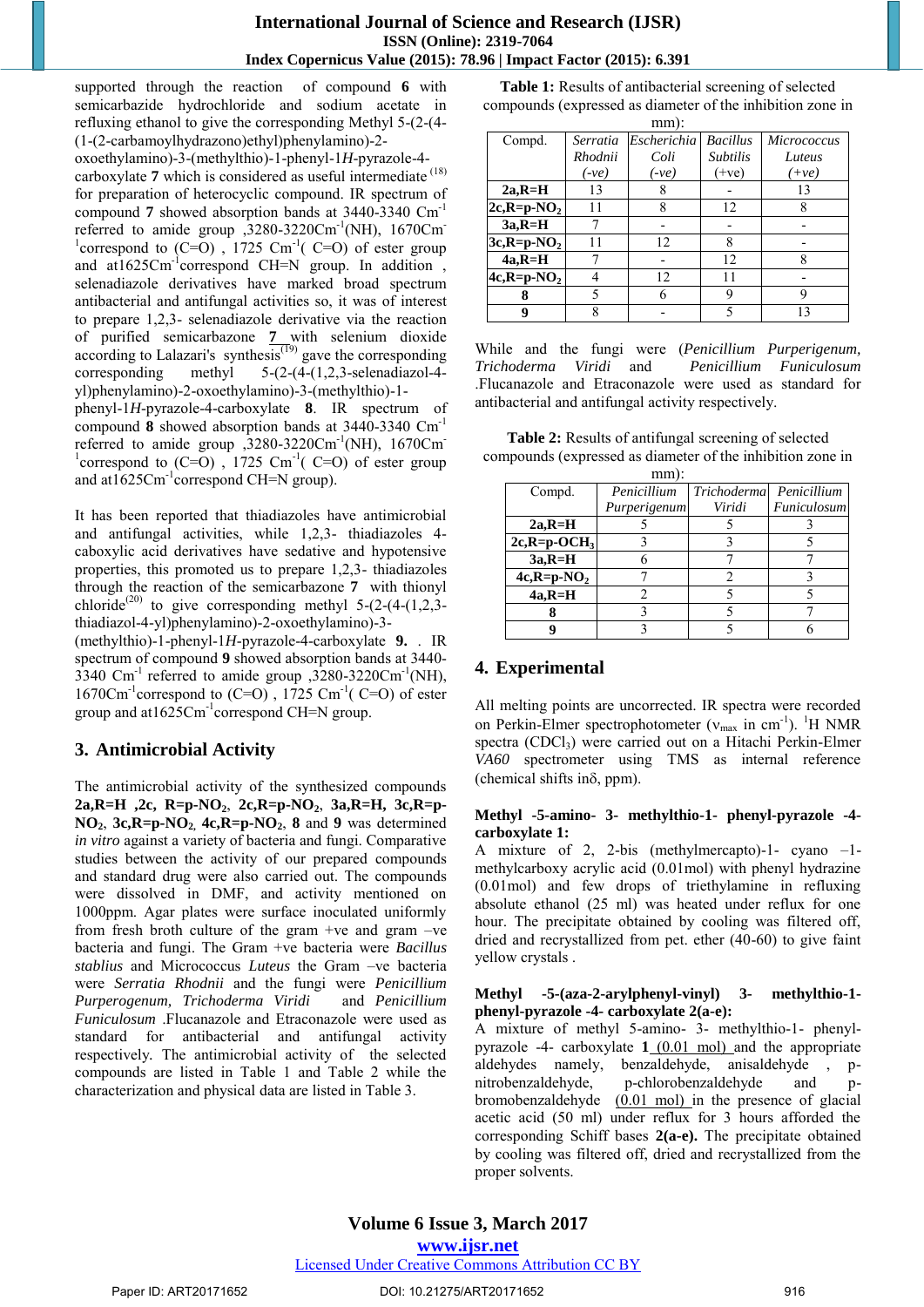supported through the reaction of compound **6** with semicarbazide hydrochloride and sodium acetate in refluxing ethanol to give the corresponding Methyl 5-(2-(4-(1-(2-carbamoylhydrazono)ethyl)phenylamino)-2-oxoethylamino)-3-(methylthio)-1-phenyl-1*H*-pyrazole-4-carboxylate **7** which is considered as useful intermediate [18] for preparation of heterocyclic compound. IR spectrum of compound **7** showed absorption bands at 3440-3340 $Cm^{-1}$ referred to amide group ,3280-3220$Cm^{-1}$(NH), 1670$Cm^{-1}$correspond to (C=O) , 1725 $Cm^{-1}$( C=O) of ester group and at1625$Cm^{-1}$correspond CH=N group. In addition , selenadiazole derivatives have marked broad spectrum antibacterial and antifungal activities so, it was of interest to prepare 1,2,3- selenadiazole derivative via the reaction of purified semicarbazone **7** with selenium dioxide according to Lalazari's synthesis [19] gave the corresponding corresponding methyl 5-(2-(4-(1,2,3-selenadiazol-4-yl)phenylamino)-2-oxoethylamino)-3-(methylthio)-1-phenyl-1*H*-pyrazole-4-carboxylate **8**. IR spectrum of compound **8** showed absorption bands at 3440-3340 $Cm^{-1}$ referred to amide group ,3280-3220$Cm^{-1}$(NH), 1670$Cm^{-1}$correspond to (C=O) , 1725 $Cm^{-1}$( C=O) of ester group and at1625$Cm^{-1}$correspond CH=N group).

It has been reported that thiadiazoles have antimicrobial and antifungal activities, while 1,2,3- thiadiazoles 4-caboxylic acid derivatives have sedative and hypotensive properties, this promoted us to prepare 1,2,3- thiadiazoles through the reaction of the semicarbazone **7** with thionyl chloride [20] to give corresponding methyl 5-(2-(4-(1,2,3-thiadiazol-4-yl)phenylamino)-2-oxoethylamino)-3-(methylthio)-1-phenyl-1*H*-pyrazole-4-carboxylate **9.** . IR spectrum of compound **9** showed absorption bands at 3440-3340 $Cm^{-1}$ referred to amide group ,3280-3220$Cm^{-1}$(NH), 1670$Cm^{-1}$correspond to (C=O) , 1725 $Cm^{-1}$( C=O) of ester group and at1625$Cm^{-1}$correspond CH=N group.

## 3. Antimicrobial Activity

The antimicrobial activity of the synthesized compounds **2a,R=H ,2c, R=p-$NO_2$, 2c,R=p-$NO_2$, 3a,R=H, 3c,R=p-$NO_2$, 3c,R=p-$NO_2$, 4c,R=p-$NO_2$, 8** and **9** was determined *in vitro* against a variety of bacteria and fungi. Comparative studies between the activity of our prepared compounds and standard drug were also carried out. The compounds were dissolved in DMF, and activity mentioned on 1000ppm. Agar plates were surface inoculated uniformly from fresh broth culture of the gram +ve and gram –ve bacteria and fungi. The Gram +ve bacteria were *Bacillus stablius* and Micrococcus *Luteus* the Gram –ve bacteria were *Serratia Rhodnii* and the fungi were *Penicillium Purpergenum, Trichoderma Viridi* and *Penicillium Funiculosum* .Flucanazole and Etraconazole were used as standard for antibacterial and antifungal activity respectively. The antimicrobial activity of the selected compounds are listed in Table 1 and Table 2 while the characterization and physical data are listed in Table 3.

**Table 1:** Results of antibacterial screening of selected compounds (expressed as diameter of the inhibition zone in mm):

| Compd. | *Serratia Rhodnii (-ve)* | *Escherichia Coli (-ve)* | *Bacillus Subtilis* (+ve) | *Micrococcus Luteus (+ve)* |
|---|---|---|---|---|
| **2a,R=H** | 13 | 8 | - | 13 |
| **2c,R=p-$NO_2$** | 11 | 8 | 12 | 8 |
| **3a,R=H** | 7 | - | - | - |
| **3c,R=p-$NO_2$** | 11 | 12 | 8 | - |
| **4a,R=H** | 7 | - | 12 | 8 |
| **4c,R=p-$NO_2$** | 4 | 12 | 11 | - |
| **8** | 5 | 6 | 9 | 9 |
| **9** | 8 | - | 5 | 13 |

While and the fungi were (*Penicillium Purpergenum, Trichoderma Viridi* and *Penicillium Funiculosum* .Flucanazole and Etraconazole were used as standard for antibacterial and antifungal activity respectively.

**Table 2:** Results of antifungal screening of selected compounds (expressed as diameter of the inhibition zone in mm):

| Compd. | *Penicillium Purpergenum* | *Trichoderma Viridi* | *Penicillium Funiculosum* |
|---|---|---|---|
| **2a,R=H** | 5 | 5 | 3 |
| **2c,R=p-$OCH_3$** | 3 | 3 | 5 |
| **3a,R=H** | 6 | 7 | 7 |
| **4c,R=p-$NO_2$** | 7 | 2 | 3 |
| **4a,R=H** | 2 | 5 | 5 |
| **8** | 3 | 5 | 7 |
| **9** | 3 | 5 | 6 |

## 4. Experimental

All melting points are uncorrected. IR spectra were recorded on Perkin-Elmer spectrophotometer ($\nu_{max}$ in $cm^{-1}$). $^1H$ NMR spectra ($CDCl_3$) were carried out on a Hitachi Perkin-Elmer *VA60* spectrometer using TMS as internal reference (chemical shift inδ, ppm).

**Methyl -5-amino- 3- methylthio-1- phenyl-pyrazole -4-carboxylate 1:**
A mixture of 2, 2-bis (methylmercapto)-1- cyano –1-methylcarboxy acrylic acid (0.01mol) with phenyl hydrazine (0.01mol) and few drops of triethylamine in refluxing absolute ethanol (25 ml) was heated under reflux for one hour. The precipitate obtained by cooling was filtered off, dried and recrystallized from pet. ether (40-60) to give faint yellow crystals .

**Methyl -5-(aza-2-arylphenyl-vinyl) 3- methylthio-1-phenyl-pyrazole -4- carboxylate 2(a-e):**
A mixture of methyl 5-amino- 3- methylthio-1- phenyl-pyrazole -4- carboxylate **1** (0.01 mol) and the appropriate aldehydes namely, benzaldehyde, anisaldehyde , p-nitrobenzaldehyde, p-chlorobenzaldehyde and p-bromobenzaldehyde (0.01 mol) in the presence of glacial acetic acid (50 ml) under reflux for 3 hours afforded the corresponding Schiff bases **2(a-e).** The precipitate obtained by cooling was filtered off, dried and recrystallized from the proper solvents.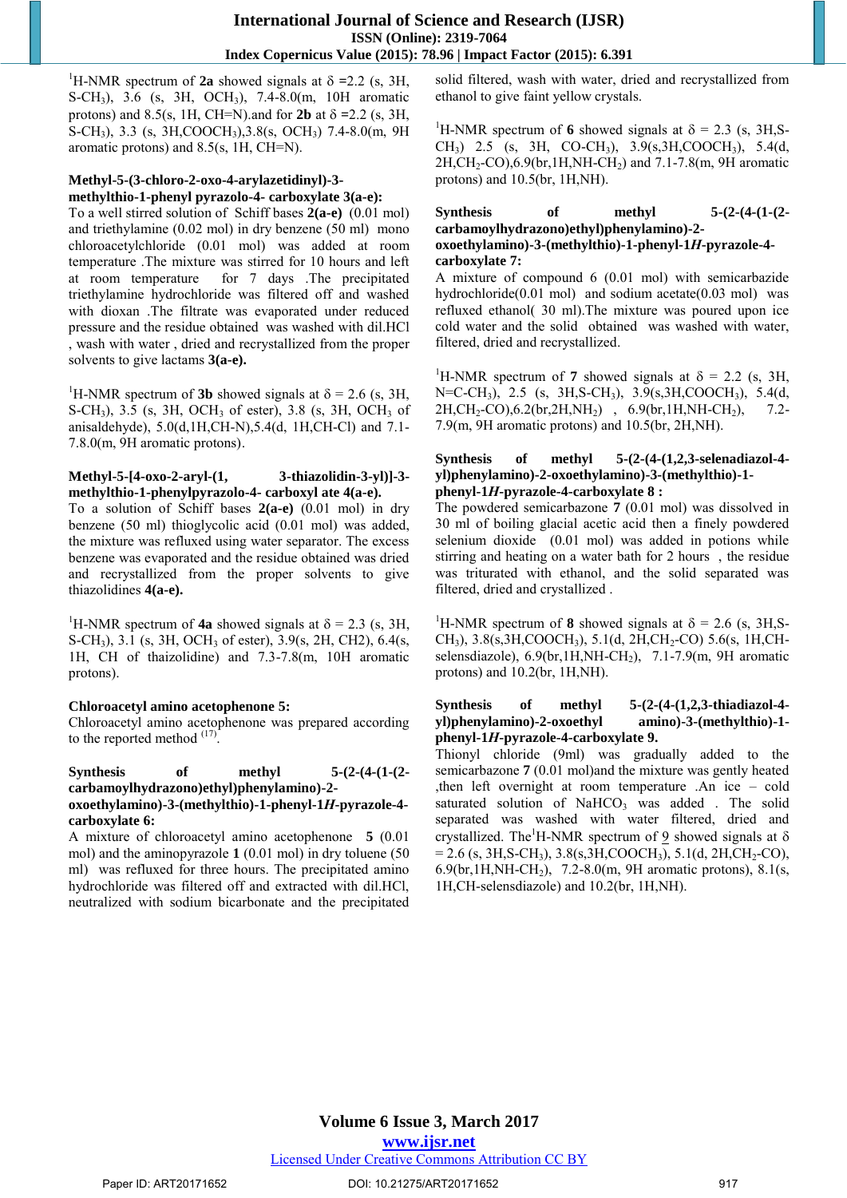[1]H-NMR spectrum of **2a** showed signals at δ =2.2 (s, 3H, S-$CH_3$), 3.6 (s, 3H, $OCH_3$), 7.4-8.0(m, 10H aromatic protons) and 8.5(s, 1H, CH=N).and for **2b** at δ =2.2 (s, 3H, S-$CH_3$), 3.3 (s, 3H,$COOCH_3$),3.8(s, $OCH_3$) 7.4-8.0(m, 9H aromatic protons) and 8.5(s, 1H, CH=N).

**Methyl-5-(3-chloro-2-oxo-4-arylazetidinyl)-3-methylthio-1-phenyl pyrazolo-4- carboxylate 3(a-e):**

To a well stirred solution of Schiff bases **2(a-e)** (0.01 mol) and triethylamine (0.02 mol) in dry benzene (50 ml) mono chloroacetylchloride (0.01 mol) was added at room temperature .The mixture was stirred for 10 hours and left at room temperature for 7 days .The precipitated triethylamine hydrochloride was filtered off and washed with dioxan .The filtrate was evaporated under reduced pressure and the residue obtained was washed with dil.HCl , wash with water , dried and recrystallized from the proper solvents to give lactams **3(a-e).**

[1]H-NMR spectrum of **3b** showed signals at δ = 2.6 (s, 3H, S-$CH_3$), 3.5 (s, 3H, $OCH_3$ of ester), 3.8 (s, 3H, $OCH_3$ of anisaldehyde), 5.0(d,1H,CH-N),5.4(d, 1H,CH-Cl) and 7.1-7.8.0(m, 9H aromatic protons).

**Methyl-5-[4-oxo-2-aryl-(1, 3-thiazolidin-3-yl)]-3-methylthio-1-phenylpyrazolo-4- carboxyl ate 4(a-e).**

To a solution of Schiff bases **2(a-e)** (0.01 mol) in dry benzene (50 ml) thioglycolic acid (0.01 mol) was added, the mixture was refluxed using water separator. The excess benzene was evaporated and the residue obtained was dried and recrystallized from the proper solvents to give thiazolidines **4(a-e).**

[1]H-NMR spectrum of **4a** showed signals at δ = 2.3 (s, 3H, S-$CH_3$), 3.1 (s, 3H, $OCH_3$ of ester), 3.9(s, 2H, CH2), 6.4(s, 1H, CH of thaizolidine) and 7.3-7.8(m, 10H aromatic protons).

**Chloroacetyl amino acetophenone 5:**

Chloroacetyl amino acetophenone was prepared according to the reported method [17].

**Synthesis of methyl 5-(2-(4-(1-(2-carbamoylhydrazono)ethyl)phenylamino)-2-oxoethylamino)-3-(methylthio)-1-phenyl-1*H*-pyrazole-4-carboxylate 6:**

A mixture of chloroacetyl amino acetophenone **5** (0.01 mol) and the aminopyrazole **1** (0.01 mol) in dry toluene (50 ml) was refluxed for three hours. The precipitated amino hydrochloride was filtered off and extracted with dil.HCl, neutralized with sodium bicarbonate and the precipitated solid filtered, wash with water, dried and recrystallized from ethanol to give faint yellow crystals.

[1]H-NMR spectrum of **6** showed signals at δ = 2.3 (s, 3H,S-$CH_3$) 2.5 (s, 3H, CO-$CH_3$), 3.9(s,3H,$COOCH_3$), 5.4(d, 2H,$CH_2$-CO),6.9(br,1H,NH-$CH_2$) and 7.1-7.8(m, 9H aromatic protons) and 10.5(br, 1H,NH).

**Synthesis of methyl 5-(2-(4-(1-(2-carbamoylhydrazono)ethyl)phenylamino)-2-oxoethylamino)-3-(methylthio)-1-phenyl-1*H*-pyrazole-4-carboxylate 7:**

A mixture of compound 6 (0.01 mol) with semicarbazide hydrochloride(0.01 mol) and sodium acetate(0.03 mol) was refluxed ethanol( 30 ml).The mixture was poured upon ice cold water and the solid obtained was washed with water, filtered, dried and recrystallized.

[1]H-NMR spectrum of **7** showed signals at δ = 2.2 (s, 3H, N=C-$CH_3$), 2.5 (s, 3H,S-$CH_3$), 3.9(s,3H,$COOCH_3$), 5.4(d, 2H,$CH_2$-CO),6.2(br,2H,$NH_2$) , 6.9(br,1H,NH-$CH_2$), 7.2-7.9(m, 9H aromatic protons) and 10.5(br, 2H,NH).

**Synthesis of methyl 5-(2-(4-(1,2,3-selenadiazol-4-yl)phenylamino)-2-oxoethylamino)-3-(methylthio)-1-phenyl-1*H*-pyrazole-4-carboxylate 8 :**

The powdered semicarbazone **7** (0.01 mol) was dissolved in 30 ml of boiling glacial acetic acid then a finely powdered selenium dioxide (0.01 mol) was added in potions while stirring and heating on a water bath for 2 hours , the residue was triturated with ethanol, and the solid separated was filtered, dried and crystallized .

[1]H-NMR spectrum of **8** showed signals at δ = 2.6 (s, 3H,S-$CH_3$), 3.8(s,3H,$COOCH_3$), 5.1(d, 2H,$CH_2$-CO) 5.6(s, 1H,CH-selensdiazole), 6.9(br,1H,NH-$CH_2$), 7.1-7.9(m, 9H aromatic protons) and 10.2(br, 1H,NH).

**Synthesis of methyl 5-(2-(4-(1,2,3-thiadiazol-4-yl)phenylamino)-2-oxoethyl amino)-3-(methylthio)-1-phenyl-1*H*-pyrazole-4-carboxylate 9.**

Thionyl chloride (9ml) was gradually added to the semicarbazone **7** (0.01 mol)and the mixture was gently heated ,then left overnight at room temperature .An ice – cold saturated solution of $NaHCO_3$ was added . The solid separated was washed with water filtered, dried and crystallized. The[1]H-NMR spectrum of 9 showed signals at δ = 2.6 (s, 3H,S-$CH_3$), 3.8(s,3H,$COOCH_3$), 5.1(d, 2H,$CH_2$-CO), 6.9(br,1H,NH-$CH_2$), 7.2-8.0(m, 9H aromatic protons), 8.1(s, 1H,CH-selensdiazole) and 10.2(br, 1H,NH).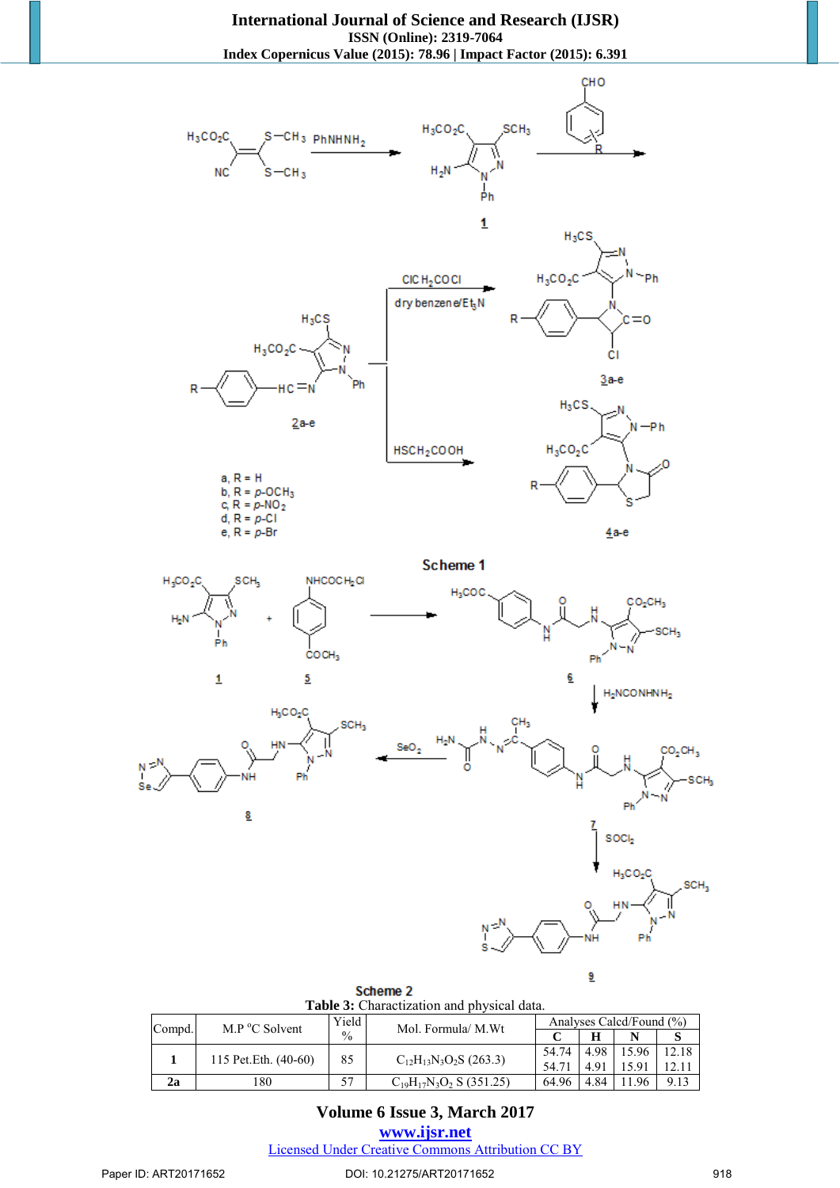Scheme 1

Scheme 2

**Table 3:** Charactization and physical data.

| Compd. | M.P °C Solvent | Yield % | Mol. Formula/ M.Wt | Analyses Calcd/Found (%) | | | |
|---|---|---|---|---|---|---|---|
| | | | | C | H | N | S |
| **1** | 115 Pet.Eth. (40-60) | 85 | $C_{12}H_{13}N_3O_2S$ (263.3) | 54.74<br>54.71 | 4.98<br>4.91 | 15.96<br>15.91 | 12.18<br>12.11 |
| **2a** | 180 | 57 | $C_{19}H_{17}N_3O_2$ S (351.25) | 64.96 | 4.84 | 11.96 | 9.13 |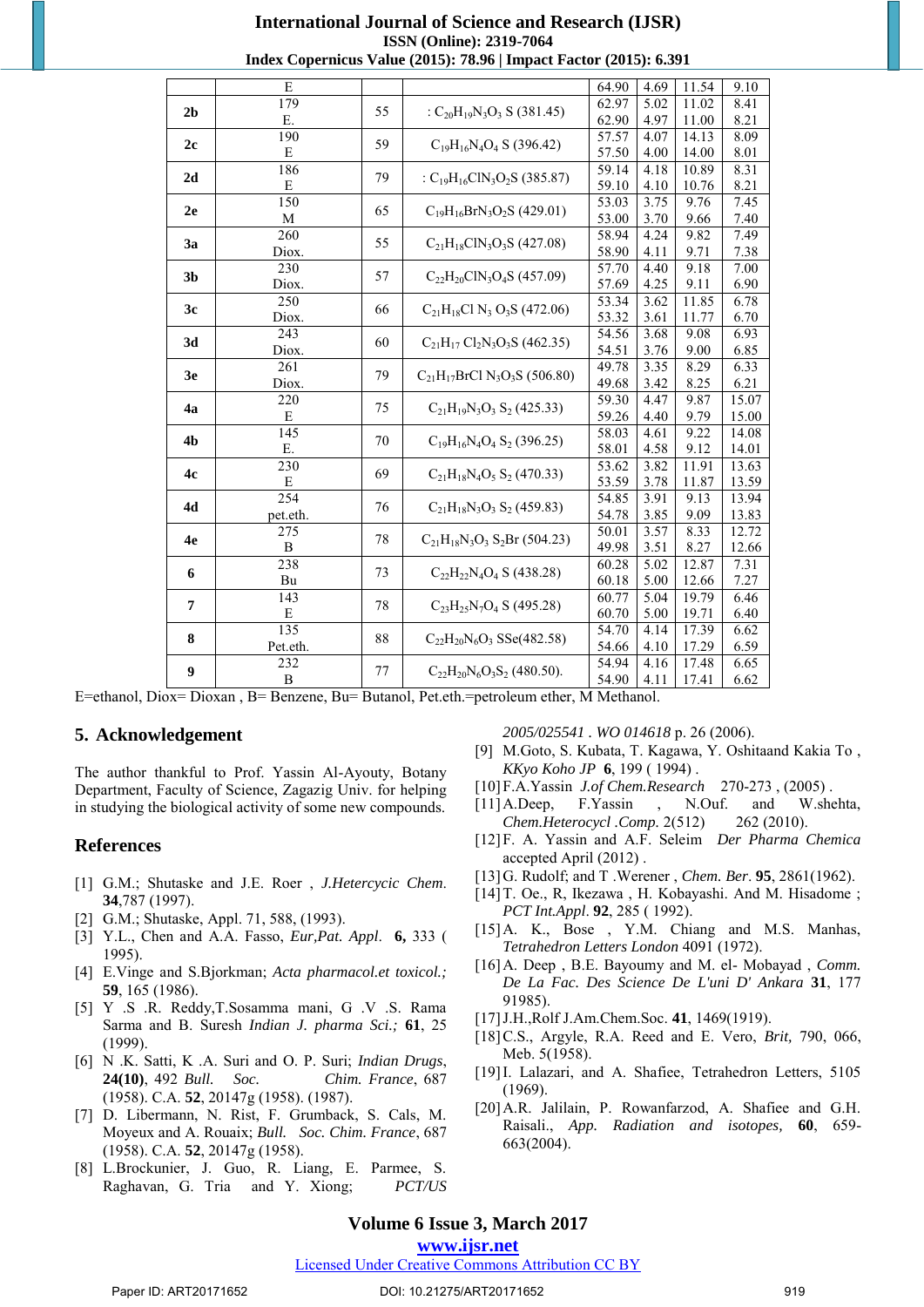| | | | | | | | |
|---|---|---|---|---|---|---|---|
| | E | | | 64.90 | 4.69 | 11.54 | 9.10 |
| **2b** | 179 E. | 55 | : $C_{20}H_{19}N_3O_3$ S (381.45) | 62.97 62.90 | 5.02 4.97 | 11.02 11.00 | 8.41 8.21 |
| **2c** | 190 E | 59 | $C_{19}H_{16}N_4O_4$ S (396.42) | 57.57 57.50 | 4.07 4.00 | 14.13 14.00 | 8.09 8.01 |
| **2d** | 186 E | 79 | : $C_{19}H_{16}ClN_3O_2S$ (385.87) | 59.14 59.10 | 4.18 4.10 | 10.89 10.76 | 8.31 8.21 |
| **2e** | 150 M | 65 | $C_{19}H_{16}BrN_3O_2S$ (429.01) | 53.03 53.00 | 3.75 3.70 | 9.76 9.66 | 7.45 7.40 |
| **3a** | 260 Diox. | 55 | $C_{21}H_{18}ClN_3O_3S$ (427.08) | 58.94 58.90 | 4.24 4.11 | 9.82 9.71 | 7.49 7.38 |
| **3b** | 230 Diox. | 57 | $C_{22}H_{20}ClN_3O_4S$ (457.09) | 57.70 57.69 | 4.40 4.25 | 9.18 9.11 | 7.00 6.90 |
| **3c** | 250 Diox. | 66 | $C_{21}H_{18}Cl\ N_3\ O_3S$ (472.06) | 53.34 53.32 | 3.62 3.61 | 11.85 11.77 | 6.78 6.70 |
| **3d** | 243 Diox. | 60 | $C_{21}H_{17}\ Cl_2N_3O_3S$ (462.35) | 54.56 54.51 | 3.68 3.76 | 9.08 9.00 | 6.93 6.85 |
| **3e** | 261 Diox. | 79 | $C_{21}H_{17}BrCl\ N_3O_3S$ (506.80) | 49.78 49.68 | 3.35 3.42 | 8.29 8.25 | 6.33 6.21 |
| **4a** | 220 E | 75 | $C_{21}H_{19}N_3O_3\ S_2$ (425.33) | 59.30 59.26 | 4.47 4.40 | 9.87 9.79 | 15.07 15.00 |
| **4b** | 145 E. | 70 | $C_{19}H_{16}N_4O_4\ S_2$ (396.25) | 58.03 58.01 | 4.61 4.58 | 9.22 9.12 | 14.08 14.01 |
| **4c** | 230 E | 69 | $C_{21}H_{18}N_4O_5\ S_2$ (470.33) | 53.62 53.59 | 3.82 3.78 | 11.91 11.87 | 13.63 13.59 |
| **4d** | 254 pet.eth. | 76 | $C_{21}H_{18}N_3O_3\ S_2$ (459.83) | 54.85 54.78 | 3.91 3.85 | 9.13 9.09 | 13.94 13.83 |
| **4e** | 275 B | 78 | $C_{21}H_{18}N_3O_3\ S_2Br$ (504.23) | 50.01 49.98 | 3.57 3.51 | 8.33 8.27 | 12.72 12.66 |
| **6** | 238 Bu | 73 | $C_{22}H_{22}N_4O_4$ S (438.28) | 60.28 60.18 | 5.02 5.00 | 12.87 12.66 | 7.31 7.27 |
| **7** | 143 E | 78 | $C_{23}H_{25}N_7O_4$ S (495.28) | 60.77 60.70 | 5.04 5.00 | 19.79 19.71 | 6.46 6.40 |
| **8** | 135 Pet.eth. | 88 | $C_{22}H_{20}N_6O_3$ SSe(482.58) | 54.70 54.66 | 4.14 4.10 | 17.39 17.29 | 6.62 6.59 |
| **9** | 232 B | 77 | $C_{22}H_{20}N_6O_3S_2$ (480.50). | 54.94 54.90 | 4.16 4.11 | 17.48 17.41 | 6.65 6.62 |

E=ethanol, Diox= Dioxan , B= Benzene, Bu= Butanol, Pet.eth.=petroleum ether, M Methanol.

## 5. Acknowledgement

The author thankful to Prof. Yassin Al-Ayouty, Botany Department, Faculty of Science, Zagazig Univ. for helping in studying the biological activity of some new compounds.

## References

[1] G.M.; Shutaske and J.E. Roer , *J.Hetercycic Chem*. **34**,787 (1997).
[2] G.M.; Shutaske, Appl. 71, 588, (1993).
[3] Y.L., Chen and A.A. Fasso, *Eur,Pat. Appl*. **6,** 333 ( 1995).
[4] E.Vinge and S.Bjorkman; *Acta pharmacol.et toxicol.;* **59**, 165 (1986).
[5] Y .S .R. Reddy,T.Sosamma mani, G .V .S. Rama Sarma and B. Suresh *Indian J. pharma Sci.;* **61**, 25 (1999).
[6] N .K. Satti, K .A. Suri and O. P. Suri; *Indian Drugs*, **24(10)**, 492 *Bull. Soc. Chim. France*, 687 (1958). C.A. **52**, 20147g (1958). (1987).
[7] D. Libermann, N. Rist, F. Grumback, S. Cals, M. Moyeux and A. Rouaix; *Bull. Soc. Chim. France*, 687 (1958). C.A. **52**, 20147g (1958).
[8] L.Brockunier, J. Guo, R. Liang, E. Parmee, S. Raghavan, G. Tria and Y. Xiong; *PCT/US 2005/025541 . WO 014618* p. 26 (2006).
[9] M.Goto, S. Kubata, T. Kagawa, Y. Oshitaand Kakia To , *KKyo Koho JP* **6**, 199 ( 1994) .
[10] F.A.Yassin *J.of Chem.Research* 270-273 , (2005) .
[11] A.Deep, F.Yassin , N.Ouf. and W.shehta, *Chem.Heterocycl .Comp.* 2(512) 262 (2010).
[12] F. A. Yassin and A.F. Seleim *Der Pharma Chemica* accepted April (2012) .
[13] G. Rudolf; and T .Werener , *Chem. Ber*. **95**, 2861(1962).
[14] T. Oe., R, Ikezawa , H. Kobayashi. And M. Hisadome ; *PCT Int.Appl*. **92**, 285 ( 1992).
[15] A. K., Bose , Y.M. Chiang and M.S. Manhas, *Tetrahedron Letters London* 4091 (1972).
[16] A. Deep , B.E. Bayoumy and M. el- Mobayad , *Comm. De La Fac. Des Science De L'uni D' Ankara* **31**, 177 91985).
[17] J.H.,Rolf J.Am.Chem.Soc. **41**, 1469(1919).
[18] C.S., Argyle, R.A. Reed and E. Vero, *Brit,* 790, 066, Meb. 5(1958).
[19] I. Lalazari, and A. Shafiee, Tetrahedron Letters, 5105 (1969).
[20] A.R. Jalilain, P. Rowanfarzod, A. Shafiee and G.H. Raisali., *App. Radiation and isotopes,* **60**, 659-663(2004).